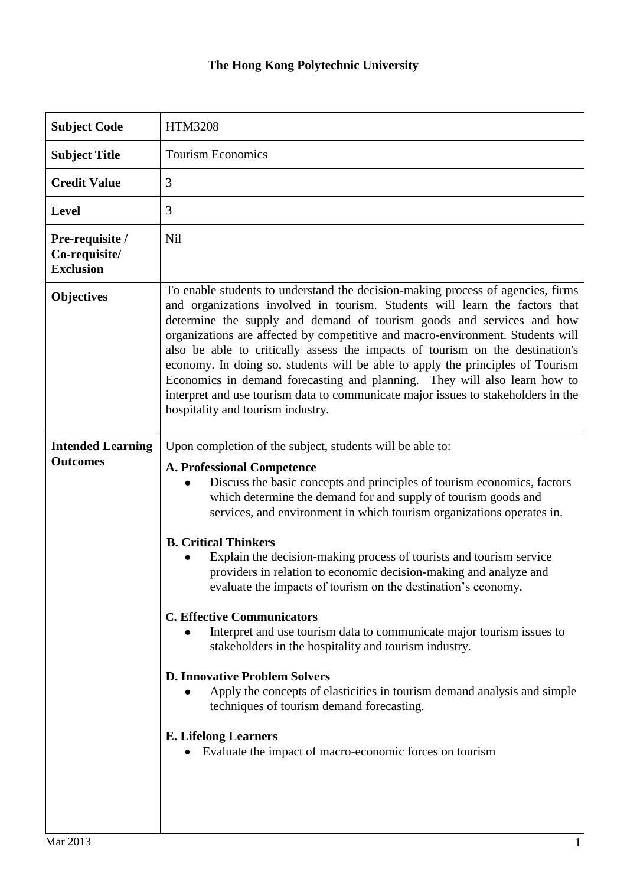# The Hong Kong Polytechnic University

| | |
|---|---|
| **Subject Code** | HTM3208 |
| **Subject Title** | Tourism Economics |
| **Credit Value** | 3 |
| **Level** | 3 |
| **Pre-requisite / Co-requisite/ Exclusion** | Nil |
| **Objectives** | To enable students to understand the decision-making process of agencies, firms and organizations involved in tourism. Students will learn the factors that determine the supply and demand of tourism goods and services and how organizations are affected by competitive and macro-environment. Students will also be able to critically assess the impacts of tourism on the destination's economy. In doing so, students will be able to apply the principles of Tourism Economics in demand forecasting and planning. They will also learn how to interpret and use tourism data to communicate major issues to stakeholders in the hospitality and tourism industry. |
| **Intended Learning Outcomes** | Upon completion of the subject, students will be able to:<br><br>**A. Professional Competence**<br>• Discuss the basic concepts and principles of tourism economics, factors which determine the demand for and supply of tourism goods and services, and environment in which tourism organizations operates in.<br><br>**B. Critical Thinkers**<br>• Explain the decision-making process of tourists and tourism service providers in relation to economic decision-making and analyze and evaluate the impacts of tourism on the destination's economy.<br><br>**C. Effective Communicators**<br>• Interpret and use tourism data to communicate major tourism issues to stakeholders in the hospitality and tourism industry.<br><br>**D. Innovative Problem Solvers**<br>• Apply the concepts of elasticities in tourism demand analysis and simple techniques of tourism demand forecasting.<br><br>**E. Lifelong Learners**<br>• Evaluate the impact of macro-economic forces on tourism |

Mar 2013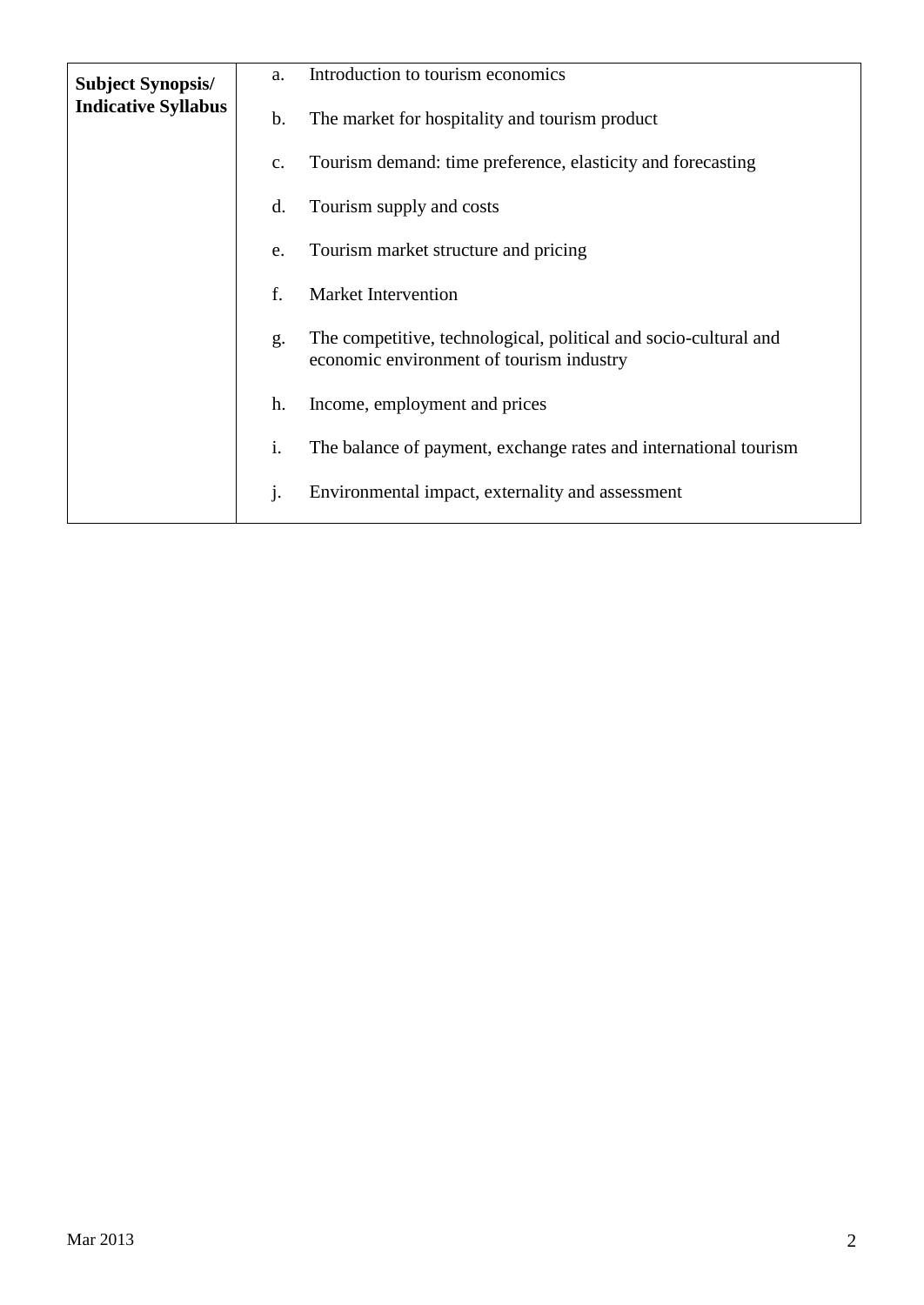| | |
|---|---|
| **Subject Synopsis/ Indicative Syllabus** | a. Introduction to tourism economics<br>b. The market for hospitality and tourism product<br>c. Tourism demand: time preference, elasticity and forecasting<br>d. Tourism supply and costs<br>e. Tourism market structure and pricing<br>f. Market Intervention<br>g. The competitive, technological, political and socio-cultural and economic environment of tourism industry<br>h. Income, employment and prices<br>i. The balance of payment, exchange rates and international tourism<br>j. Environmental impact, externality and assessment |

Mar 2013